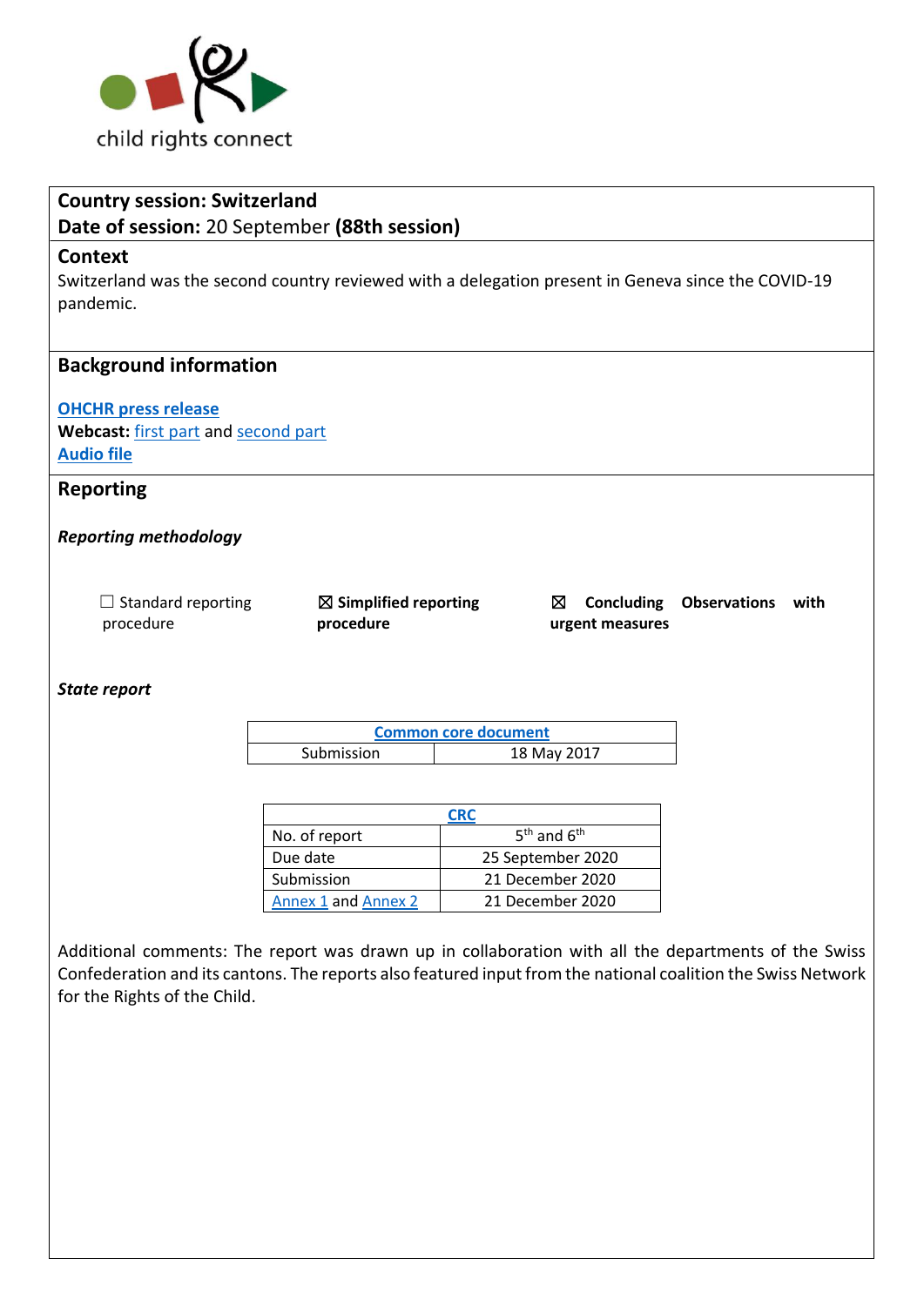child rights connect

**Country session: Switzerland**
**Date of session:** 20 September **(88th session)**

## Context

Switzerland was the second country reviewed with a delegation present in Geneva since the COVID-19 pandemic.

## Background information

**OHCHR press release**
**Webcast:** first part and second part
**Audio file**

## Reporting

***Reporting methodology***

☐ Standard reporting procedure

☒ **Simplified reporting procedure**

☒ **Concluding Observations with urgent measures**

***State report***

| Common core document | |
|---|---|
| Submission | 18 May 2017 |

| CRC | |
|---|---|
| No. of report | 5th and 6th |
| Due date | 25 September 2020 |
| Submission | 21 December 2020 |
| Annex 1 and Annex 2 | 21 December 2020 |

Additional comments: The report was drawn up in collaboration with all the departments of the Swiss Confederation and its cantons. The reports also featured input from the national coalition the Swiss Network for the Rights of the Child.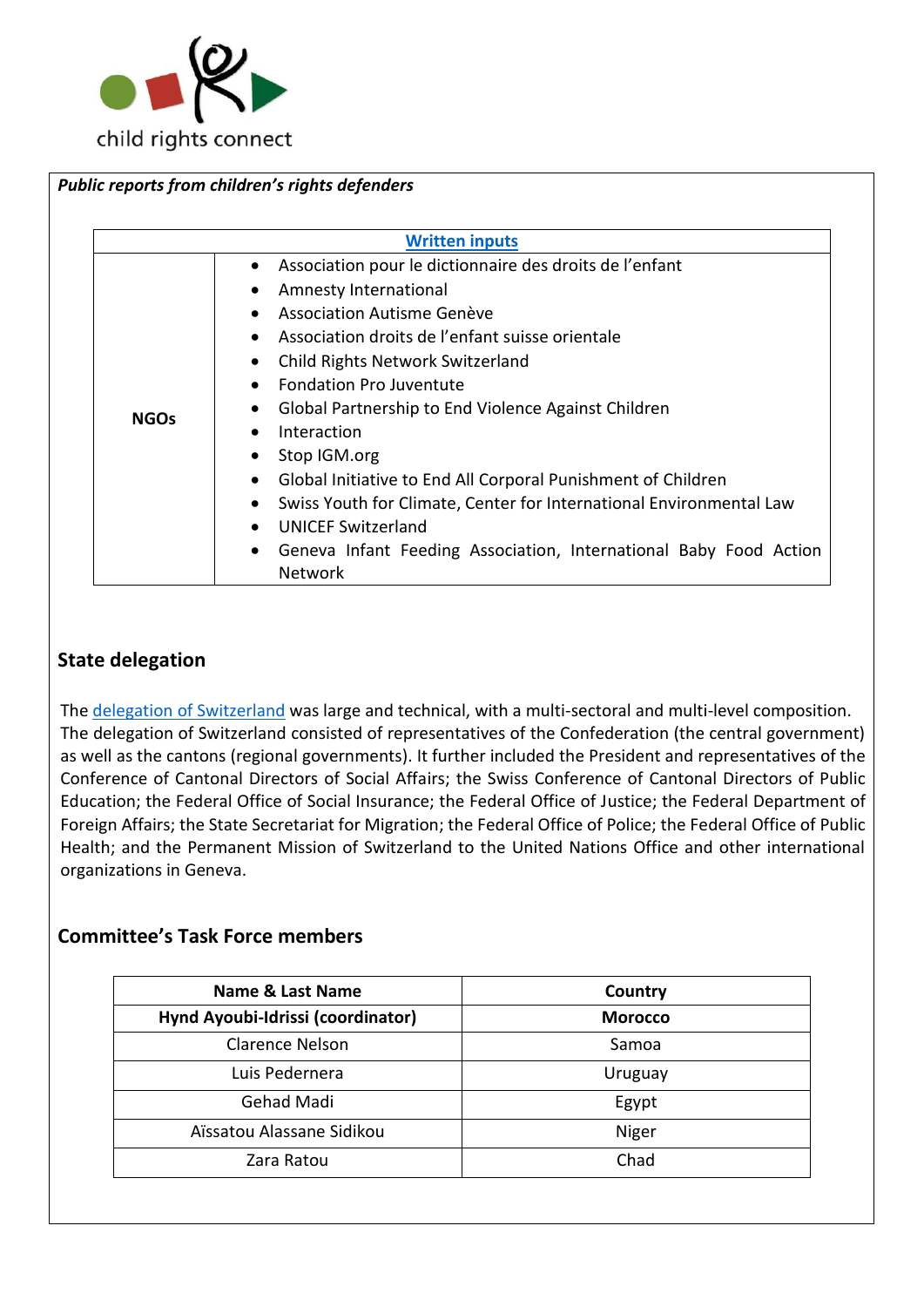*Public reports from children's rights defenders*

| Written inputs | |
|---|---|
| **NOGs** | • Association pour le dictionnaire des droits de l'enfant<br>• Amnesty International<br>• Association Autisme Genève<br>• Association droits de l'enfant suisse orientale<br>• Child Rights Network Switzerland<br>• Fondation Pro Juventute<br>• Global Partnership to End Violence Against Children<br>• Interaction<br>• Stop IGM.org<br>• Global Initiative to End All Corporal Punishment of Children<br>• Swiss Youth for Climate, Center for International Environmental Law<br>• UNICEF Switzerland<br>• Geneva Infant Feeding Association, International Baby Food Action Network |

## State delegation

The delegation of Switzerland was large and technical, with a multi-sectoral and multi-level composition. The delegation of Switzerland consisted of representatives of the Confederation (the central government) as well as the cantons (regional governments). It further included the President and representatives of the Conference of Cantonal Directors of Social Affairs; the Swiss Conference of Cantonal Directors of Public Education; the Federal Office of Social Insurance; the Federal Office of Justice; the Federal Department of Foreign Affairs; the State Secretariat for Migration; the Federal Office of Police; the Federal Office of Public Health; and the Permanent Mission of Switzerland to the United Nations Office and other international organizations in Geneva.

## Committee's Task Force members

| Name & Last Name | Country |
|---|---|
| **Hynd Ayoubi-Idrissi (coordinator)** | **Morocco** |
| Clarence Nelson | Samoa |
| Luis Pedernera | Uruguay |
| Gehad Madi | Egypt |
| Aïssatou Alassane Sidikou | Niger |
| Zara Ratou | Chad |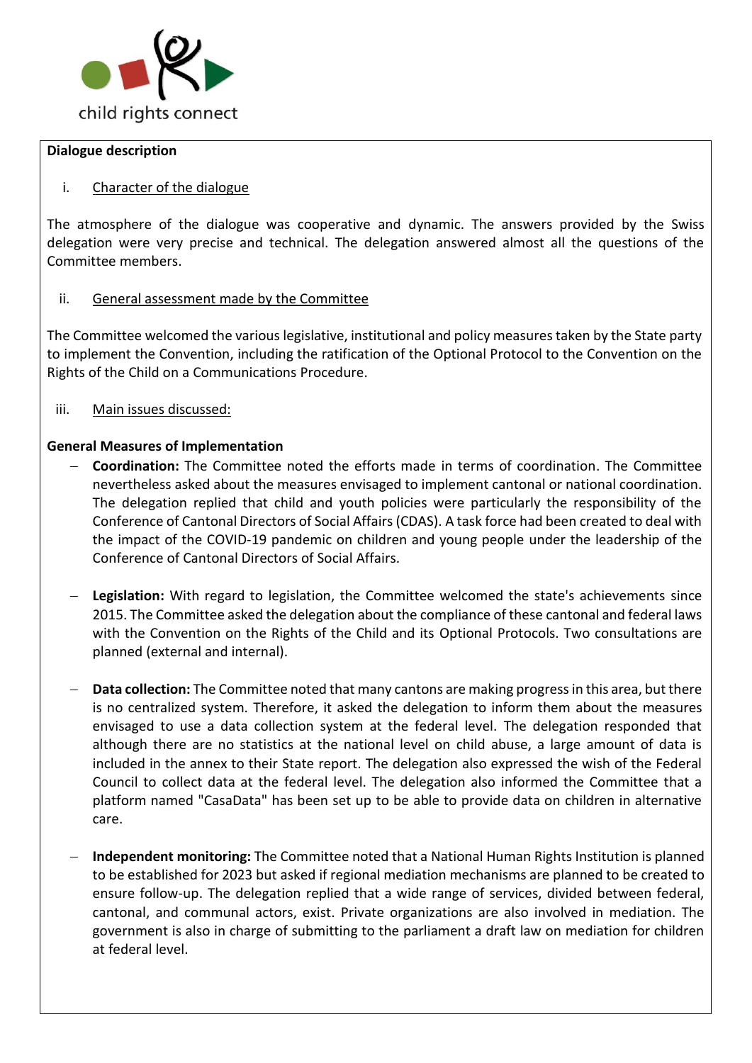**Dialogue description**

i. Character of the dialogue

The atmosphere of the dialogue was cooperative and dynamic. The answers provided by the Swiss delegation were very precise and technical. The delegation answered almost all the questions of the Committee members.

ii. General assessment made by the Committee

The Committee welcomed the various legislative, institutional and policy measures taken by the State party to implement the Convention, including the ratification of the Optional Protocol to the Convention on the Rights of the Child on a Communications Procedure.

iii. Main issues discussed:

**General Measures of Implementation**

- **Coordination:** The Committee noted the efforts made in terms of coordination. The Committee nevertheless asked about the measures envisaged to implement cantonal or national coordination. The delegation replied that child and youth policies were particularly the responsibility of the Conference of Cantonal Directors of Social Affairs (CDAS). A task force had been created to deal with the impact of the COVID-19 pandemic on children and young people under the leadership of the Conference of Cantonal Directors of Social Affairs.

- **Legislation:** With regard to legislation, the Committee welcomed the state's achievements since 2015. The Committee asked the delegation about the compliance of these cantonal and federal laws with the Convention on the Rights of the Child and its Optional Protocols. Two consultations are planned (external and internal).

- **Data collection:** The Committee noted that many cantons are making progress in this area, but there is no centralized system. Therefore, it asked the delegation to inform them about the measures envisaged to use a data collection system at the federal level. The delegation responded that although there are no statistics at the national level on child abuse, a large amount of data is included in the annex to their State report. The delegation also expressed the wish of the Federal Council to collect data at the federal level. The delegation also informed the Committee that a platform named "CasaData" has been set up to be able to provide data on children in alternative care.

- **Independent monitoring:** The Committee noted that a National Human Rights Institution is planned to be established for 2023 but asked if regional mediation mechanisms are planned to be created to ensure follow-up. The delegation replied that a wide range of services, divided between federal, cantonal, and communal actors, exist. Private organizations are also involved in mediation. The government is also in charge of submitting to the parliament a draft law on mediation for children at federal level.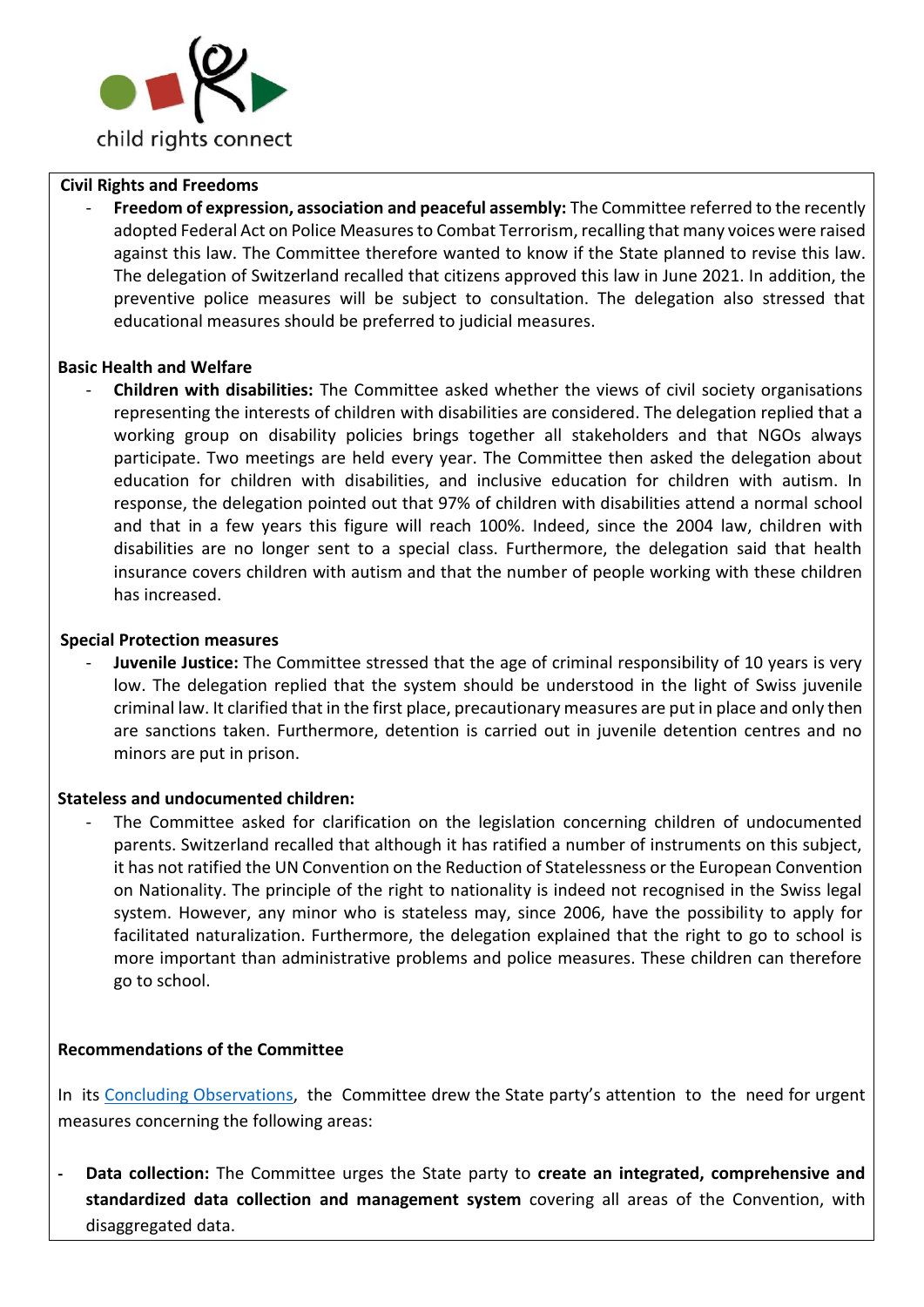**Civil Rights and Freedoms**

- **Freedom of expression, association and peaceful assembly:** The Committee referred to the recently adopted Federal Act on Police Measures to Combat Terrorism, recalling that many voices were raised against this law. The Committee therefore wanted to know if the State planned to revise this law. The delegation of Switzerland recalled that citizens approved this law in June 2021. In addition, the preventive police measures will be subject to consultation. The delegation also stressed that educational measures should be preferred to judicial measures.

**Basic Health and Welfare**

- **Children with disabilities:** The Committee asked whether the views of civil society organisations representing the interests of children with disabilities are considered. The delegation replied that a working group on disability policies brings together all stakeholders and that NGOs always participate. Two meetings are held every year. The Committee then asked the delegation about education for children with disabilities, and inclusive education for children with autism. In response, the delegation pointed out that 97% of children with disabilities attend a normal school and that in a few years this figure will reach 100%. Indeed, since the 2004 law, children with disabilities are no longer sent to a special class. Furthermore, the delegation said that health insurance covers children with autism and that the number of people working with these children has increased.

**Special Protection measures**

- **Juvenile Justice:** The Committee stressed that the age of criminal responsibility of 10 years is very low. The delegation replied that the system should be understood in the light of Swiss juvenile criminal law. It clarified that in the first place, precautionary measures are put in place and only then are sanctions taken. Furthermore, detention is carried out in juvenile detention centres and no minors are put in prison.

**Stateless and undocumented children:**

- The Committee asked for clarification on the legislation concerning children of undocumented parents. Switzerland recalled that although it has ratified a number of instruments on this subject, it has not ratified the UN Convention on the Reduction of Statelessness or the European Convention on Nationality. The principle of the right to nationality is indeed not recognised in the Swiss legal system. However, any minor who is stateless may, since 2006, have the possibility to apply for facilitated naturalization. Furthermore, the delegation explained that the right to go to school is more important than administrative problems and police measures. These children can therefore go to school.

**Recommendations of the Committee**

In its Concluding Observations, the Committee drew the State party's attention to the need for urgent measures concerning the following areas:

- **Data collection:** The Committee urges the State party to **create an integrated, comprehensive and standardized data collection and management system** covering all areas of the Convention, with disaggregated data.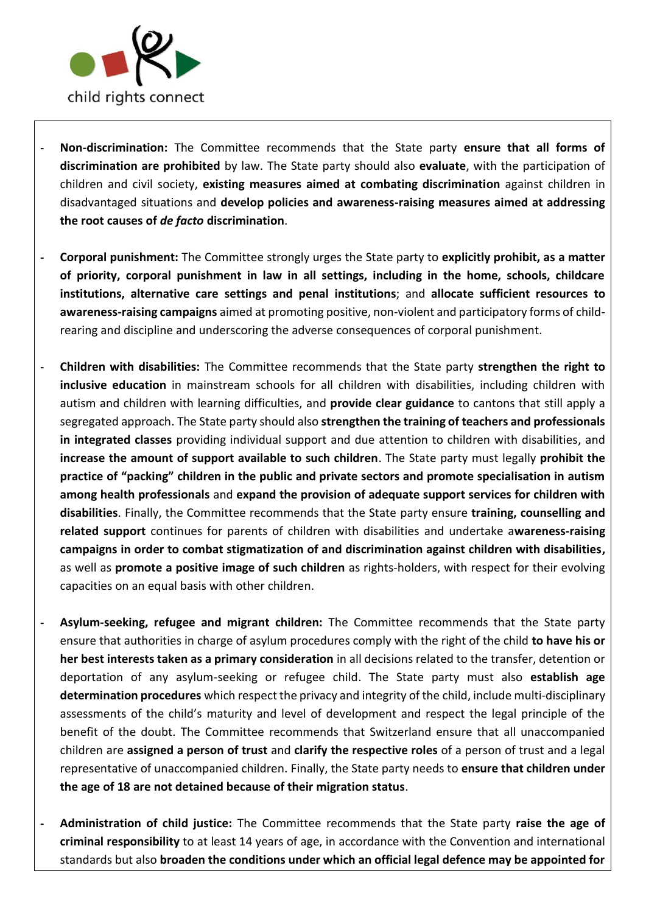- **Non-discrimination:** The Committee recommends that the State party **ensure that all forms of discrimination are prohibited** by law. The State party should also **evaluate**, with the participation of children and civil society, **existing measures aimed at combating discrimination** against children in disadvantaged situations and **develop policies and awareness-raising measures aimed at addressing the root causes of *de facto* discrimination**.

- **Corporal punishment:** The Committee strongly urges the State party to **explicitly prohibit, as a matter of priority, corporal punishment in law in all settings, including in the home, schools, childcare institutions, alternative care settings and penal institutions**; and **allocate sufficient resources to awareness-raising campaigns** aimed at promoting positive, non-violent and participatory forms of child-rearing and discipline and underscoring the adverse consequences of corporal punishment.

- **Children with disabilities:** The Committee recommends that the State party **strengthen the right to inclusive education** in mainstream schools for all children with disabilities, including children with autism and children with learning difficulties, and **provide clear guidance** to cantons that still apply a segregated approach. The State party should also **strengthen the training of teachers and professionals in integrated classes** providing individual support and due attention to children with disabilities, and **increase the amount of support available to such children**. The State party must legally **prohibit the practice of "packing" children in the public and private sectors and promote specialisation in autism among health professionals** and **expand the provision of adequate support services for children with disabilities**. Finally, the Committee recommends that the State party ensure **training, counselling and related support** continues for parents of children with disabilities and undertake a**wareness-raising campaigns in order to combat stigmatization of and discrimination against children with disabilities,** as well as **promote a positive image of such children** as rights-holders, with respect for their evolving capacities on an equal basis with other children.

- **Asylum-seeking, refugee and migrant children:** The Committee recommends that the State party ensure that authorities in charge of asylum procedures comply with the right of the child **to have his or her best interests taken as a primary consideration** in all decisions related to the transfer, detention or deportation of any asylum-seeking or refugee child. The State party must also **establish age determination procedures** which respect the privacy and integrity of the child, include multi-disciplinary assessments of the child's maturity and level of development and respect the legal principle of the benefit of the doubt. The Committee recommends that Switzerland ensure that all unaccompanied children are **assigned a person of trust** and **clarify the respective roles** of a person of trust and a legal representative of unaccompanied children. Finally, the State party needs to **ensure that children under the age of 18 are not detained because of their migration status**.

- **Administration of child justice:** The Committee recommends that the State party **raise the age of criminal responsibility** to at least 14 years of age, in accordance with the Convention and international standards but also **broaden the conditions under which an official legal defence may be appointed for**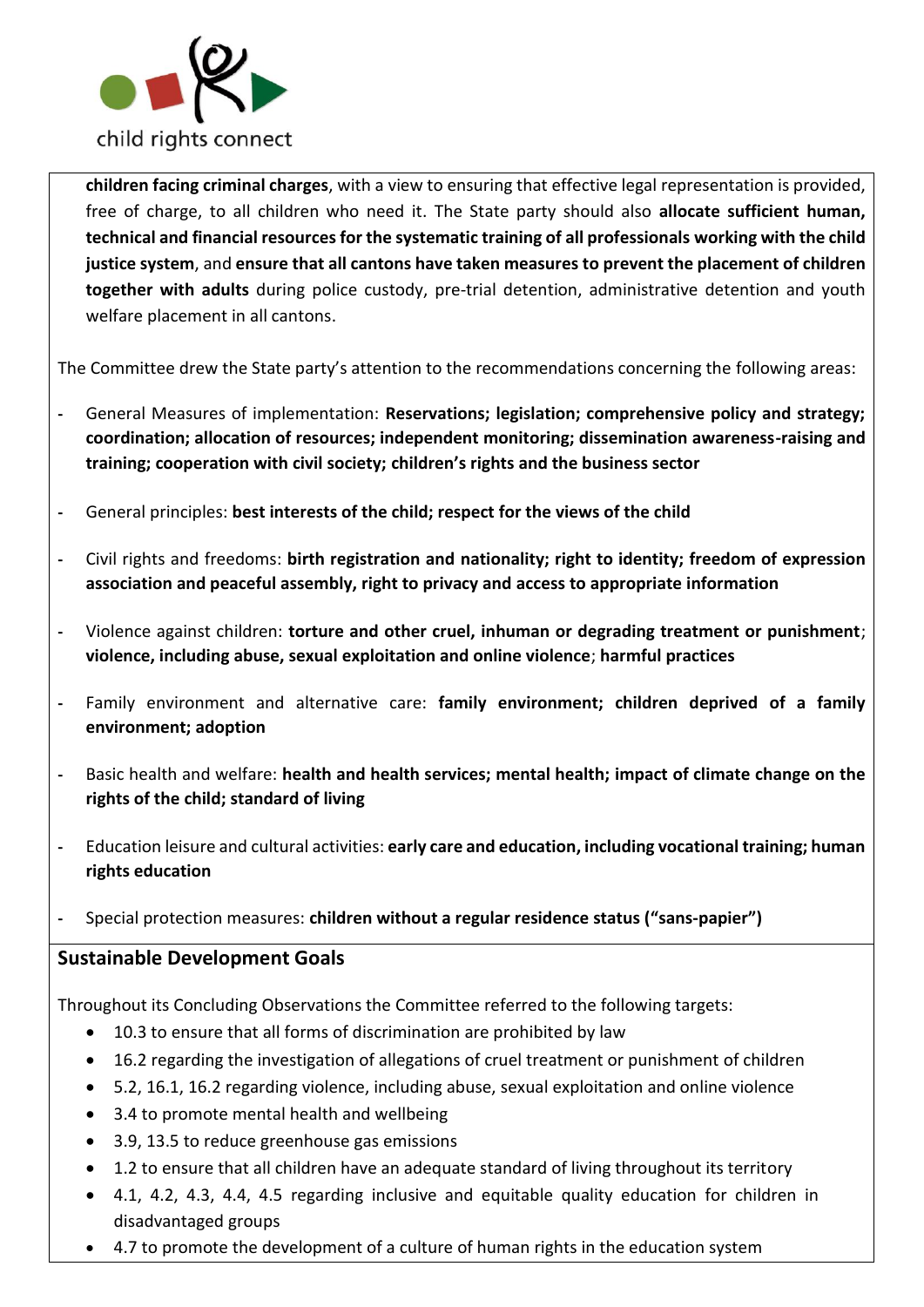**children facing criminal charges**, with a view to ensuring that effective legal representation is provided, free of charge, to all children who need it. The State party should also **allocate sufficient human, technical and financial resources for the systematic training of all professionals working with the child justice system**, and **ensure that all cantons have taken measures to prevent the placement of children together with adults** during police custody, pre-trial detention, administrative detention and youth welfare placement in all cantons.

The Committee drew the State party's attention to the recommendations concerning the following areas:

- General Measures of implementation: **Reservations; legislation; comprehensive policy and strategy; coordination; allocation of resources; independent monitoring; dissemination awareness-raising and training; cooperation with civil society; children's rights and the business sector**
- General principles: **best interests of the child; respect for the views of the child**
- Civil rights and freedoms: **birth registration and nationality; right to identity; freedom of expression association and peaceful assembly, right to privacy and access to appropriate information**
- Violence against children: **torture and other cruel, inhuman or degrading treatment or punishment**; **violence, including abuse, sexual exploitation and online violence**; **harmful practices**
- Family environment and alternative care: **family environment; children deprived of a family environment; adoption**
- Basic health and welfare: **health and health services; mental health; impact of climate change on the rights of the child; standard of living**
- Education leisure and cultural activities: **early care and education, including vocational training; human rights education**
- Special protection measures: **children without a regular residence status ("sans-papier")**

## Sustainable Development Goals

Throughout its Concluding Observations the Committee referred to the following targets:

- 10.3 to ensure that all forms of discrimination are prohibited by law
- 16.2 regarding the investigation of allegations of cruel treatment or punishment of children
- 5.2, 16.1, 16.2 regarding violence, including abuse, sexual exploitation and online violence
- 3.4 to promote mental health and wellbeing
- 3.9, 13.5 to reduce greenhouse gas emissions
- 1.2 to ensure that all children have an adequate standard of living throughout its territory
- 4.1, 4.2, 4.3, 4.4, 4.5 regarding inclusive and equitable quality education for children in disadvantaged groups
- 4.7 to promote the development of a culture of human rights in the education system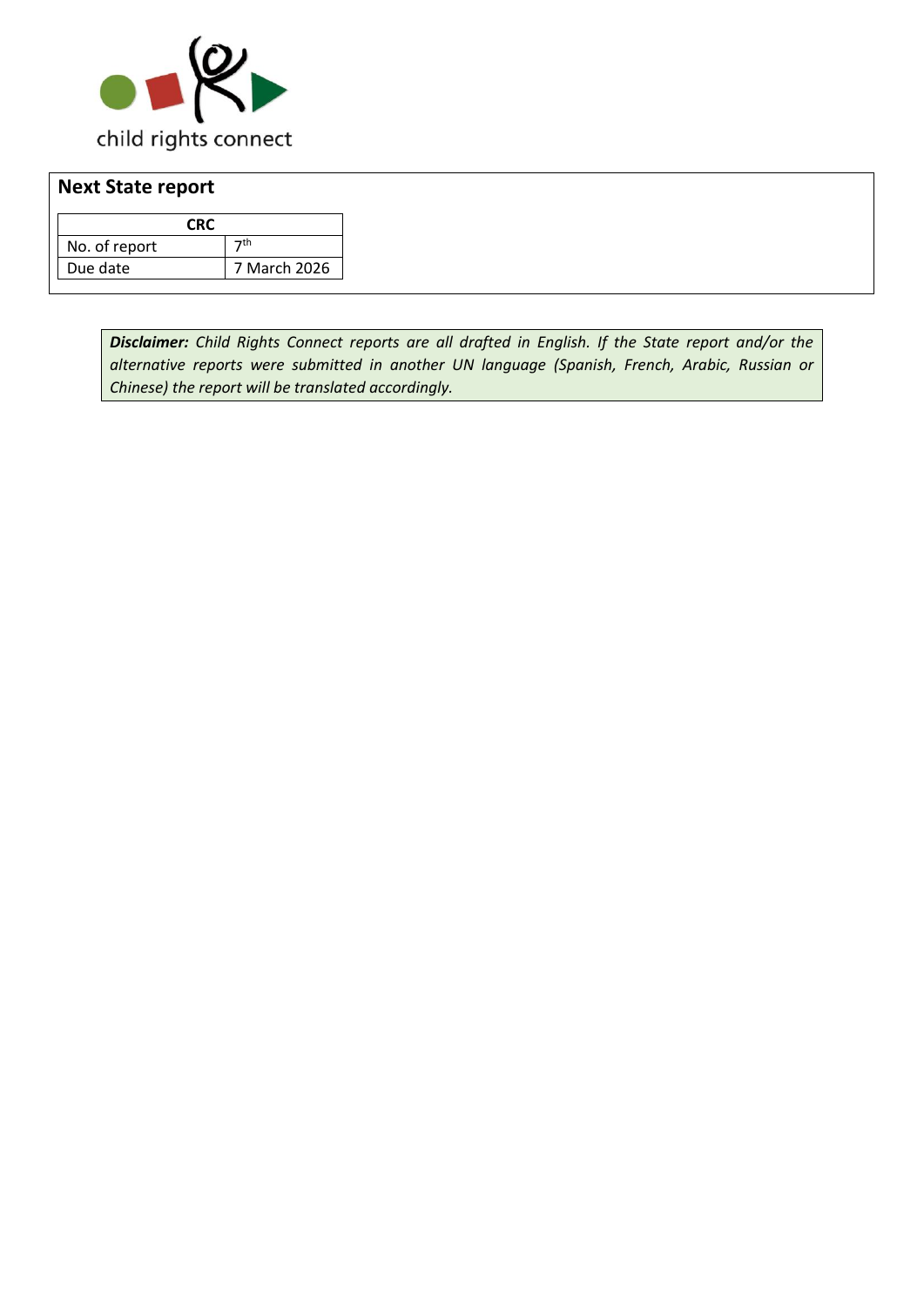child rights connect

## Next State report

| CRC | |
|---|---|
| No. of report | 7th |
| Due date | 7 March 2026 |

***Disclaimer:*** *Child Rights Connect reports are all drafted in English. If the State report and/or the alternative reports were submitted in another UN language (Spanish, French, Arabic, Russian or Chinese) the report will be translated accordingly.*